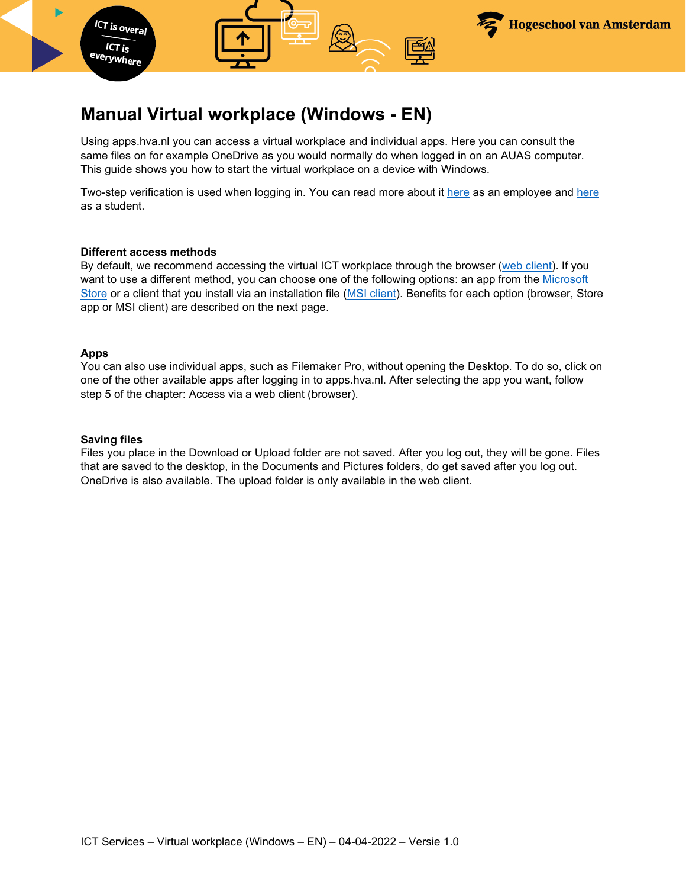# Manual Virtual workplace (Windows - EN)

Using apps.hva.nl you can access a virtual workplace and individual apps. Here you can consult the same files on for example OneDrive as you would normally do when logged in on an AUAS computer. This guide shows you how to start the virtual workplace on a device with Windows.

Two-step verification is used when logging in. You can read more about it here as an employee and here as a student.

**Different access methods**

By default, we recommend accessing the virtual ICT workplace through the browser (web client). If you want to use a different method, you can choose one of the following options: an app from the Microsoft Store or a client that you install via an installation file (MSI client). Benefits for each option (browser, Store app or MSI client) are described on the next page.

**Apps**

You can also use individual apps, such as Filemaker Pro, without opening the Desktop. To do so, click on one of the other available apps after logging in to apps.hva.nl. After selecting the app you want, follow step 5 of the chapter: Access via a web client (browser).

**Saving files**

Files you place in the Download or Upload folder are not saved. After you log out, they will be gone. Files that are saved to the desktop, in the Documents and Pictures folders, do get saved after you log out. OneDrive is also available. The upload folder is only available in the web client.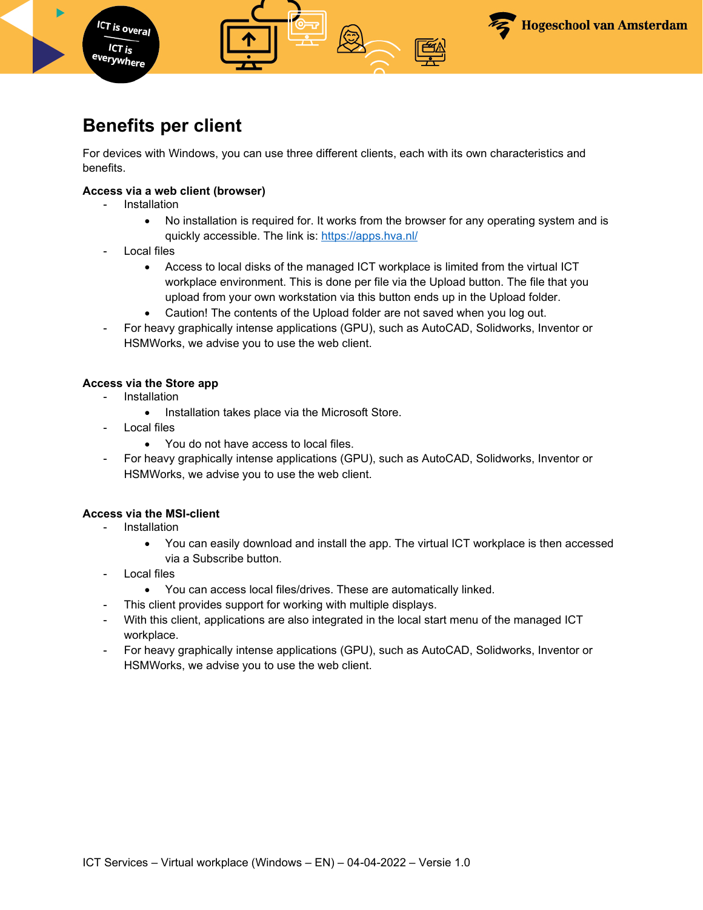## Benefits per client

For devices with Windows, you can use three different clients, each with its own characteristics and benefits.

**Access via a web client (browser)**

- Installation
  - No installation is required for. It works from the browser for any operating system and is quickly accessible. The link is: https://apps.hva.nl/
- Local files
  - Access to local disks of the managed ICT workplace is limited from the virtual ICT workplace environment. This is done per file via the Upload button. The file that you upload from your own workstation via this button ends up in the Upload folder.
  - Caution! The contents of the Upload folder are not saved when you log out.
- For heavy graphically intense applications (GPU), such as AutoCAD, Solidworks, Inventor or HSMWorks, we advise you to use the web client.

**Access via the Store app**

- Installation
  - Installation takes place via the Microsoft Store.
- Local files
  - You do not have access to local files.
- For heavy graphically intense applications (GPU), such as AutoCAD, Solidworks, Inventor or HSMWorks, we advise you to use the web client.

**Access via the MSI-client**

- Installation
  - You can easily download and install the app. The virtual ICT workplace is then accessed via a Subscribe button.
- Local files
  - You can access local files/drives. These are automatically linked.
- This client provides support for working with multiple displays.
- With this client, applications are also integrated in the local start menu of the managed ICT workplace.
- For heavy graphically intense applications (GPU), such as AutoCAD, Solidworks, Inventor or HSMWorks, we advise you to use the web client.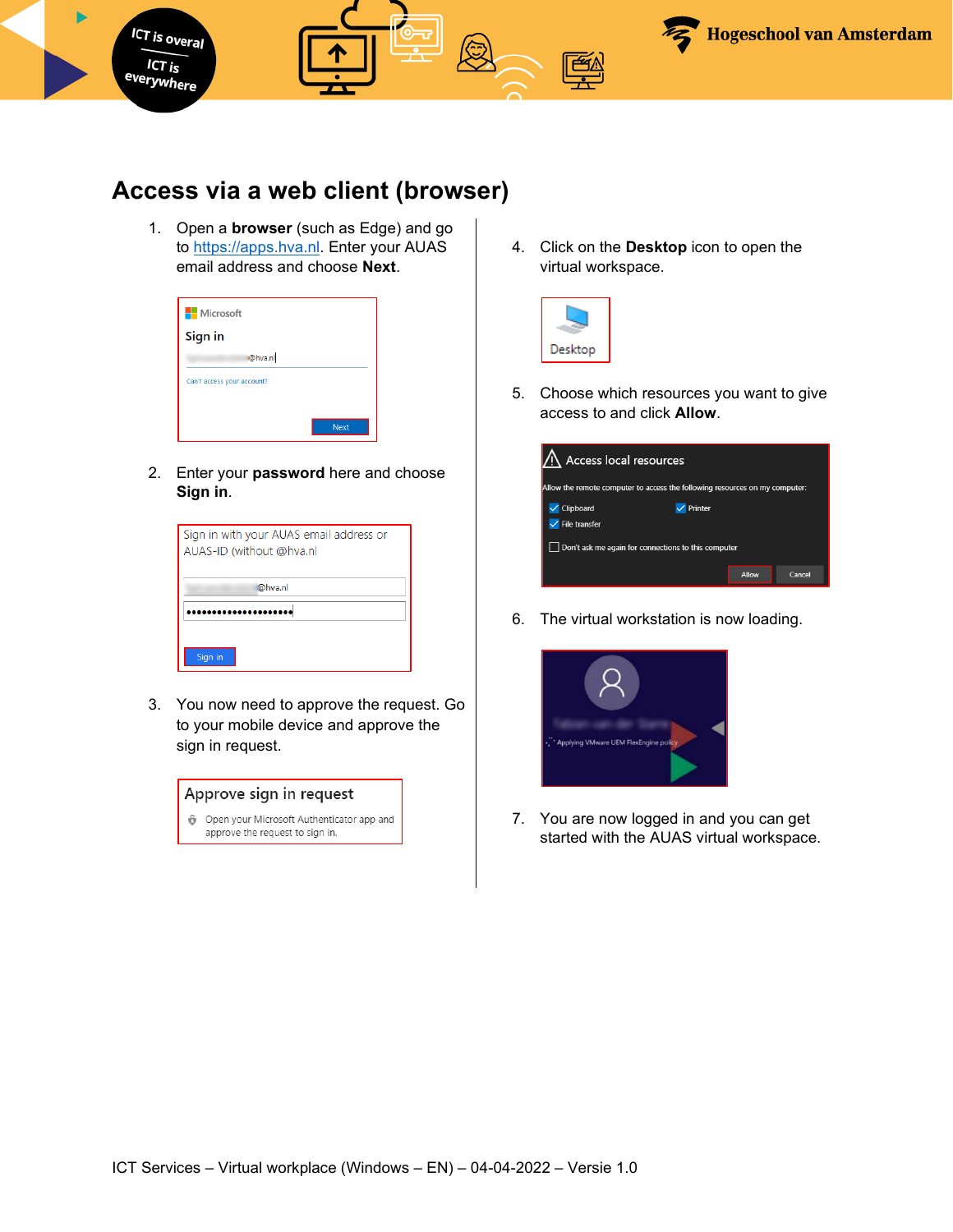# Access via a web client (browser)

1. Open a **browser** (such as Edge) and go to https://apps.hva.nl. Enter your AUAS email address and choose **Next**.

2. Enter your **password** here and choose **Sign in**.

3. You now need to approve the request. Go to your mobile device and approve the sign in request.

4. Click on the **Desktop** icon to open the virtual workspace.

5. Choose which resources you want to give access to and click **Allow**.

6. The virtual workstation is now loading.

7. You are now logged in and you can get started with the AUAS virtual workspace.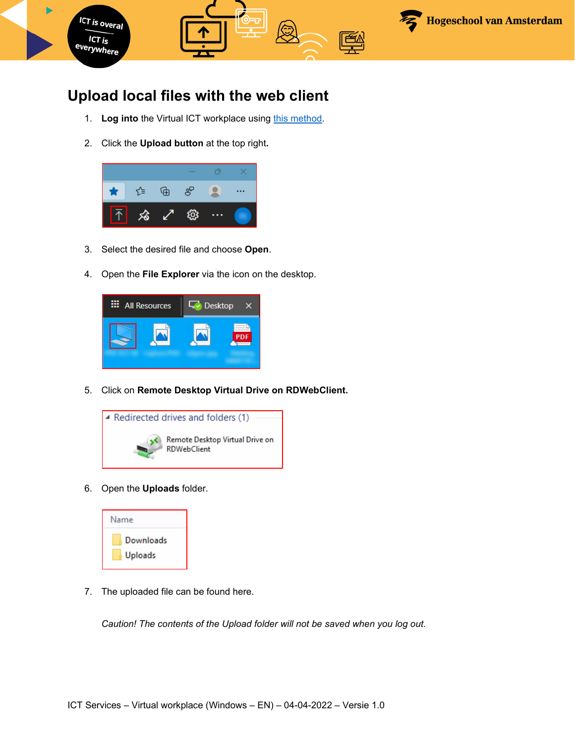# Upload local files with the web client

1. **Log into** the Virtual ICT workplace using [this method](this method).
2. Click the **Upload button** at the top right**.**
3. Select the desired file and choose **Open**.
4. Open the **File Explorer** via the icon on the desktop.
5. Click on **Remote Desktop Virtual Drive on RDWebClient.**
6. Open the **Uploads** folder.
7. The uploaded file can be found here.

   *Caution! The contents of the Upload folder will not be saved when you log out.*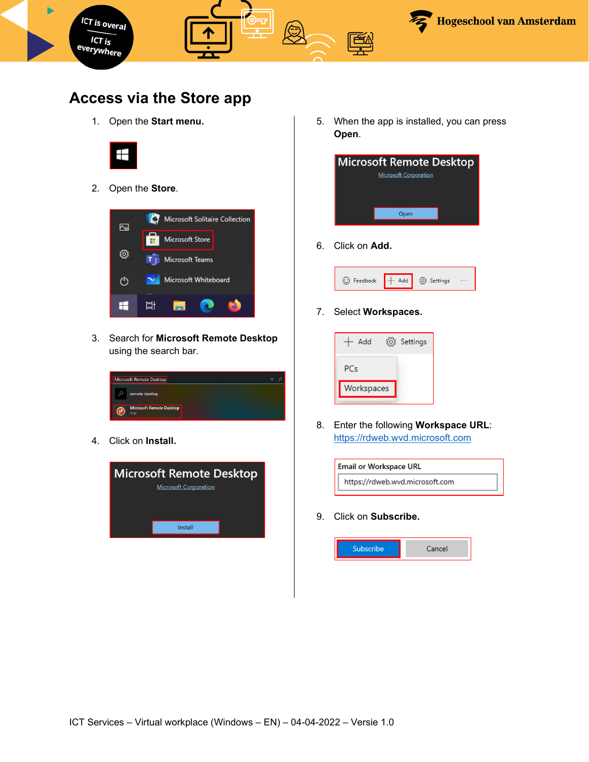## Access via the Store app

1. Open the **Start menu.**

2. Open the **Store**.

3. Search for **Microsoft Remote Desktop** using the search bar.

4. Click on **Install.**

5. When the app is installed, you can press **Open**.

6. Click on **Add.**

7. Select **Workspaces.**

8. Enter the following **Workspace URL**: https://rdweb.wvd.microsoft.com

9. Click on **Subscribe.**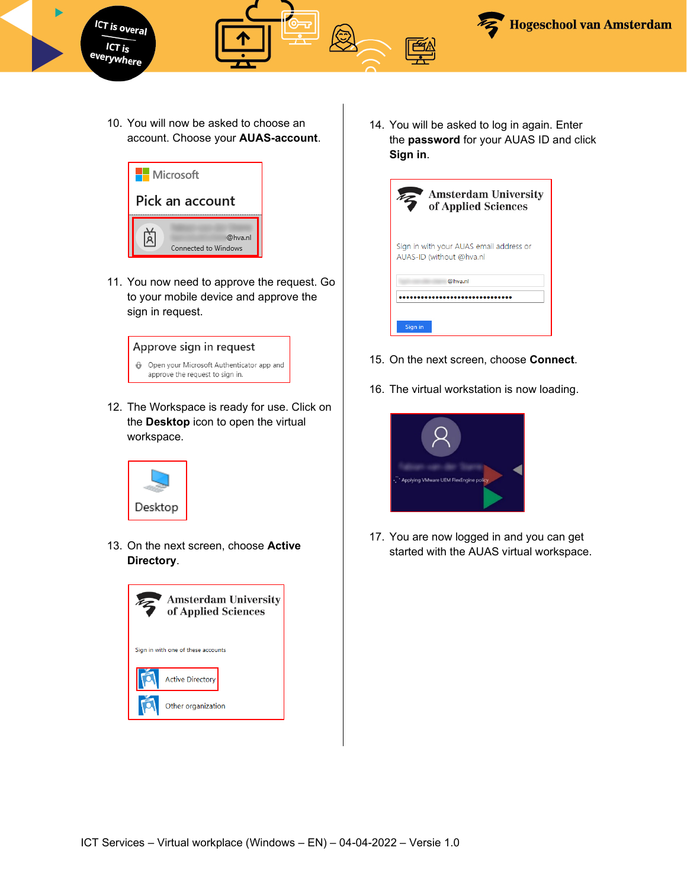10. You will now be asked to choose an account. Choose your **AUAS-account**.

11. You now need to approve the request. Go to your mobile device and approve the sign in request.

12. The Workspace is ready for use. Click on the **Desktop** icon to open the virtual workspace.

13. On the next screen, choose **Active Directory**.

14. You will be asked to log in again. Enter the **password** for your AUAS ID and click **Sign in**.

15. On the next screen, choose **Connect**.

16. The virtual workstation is now loading.

17. You are now logged in and you can get started with the AUAS virtual workspace.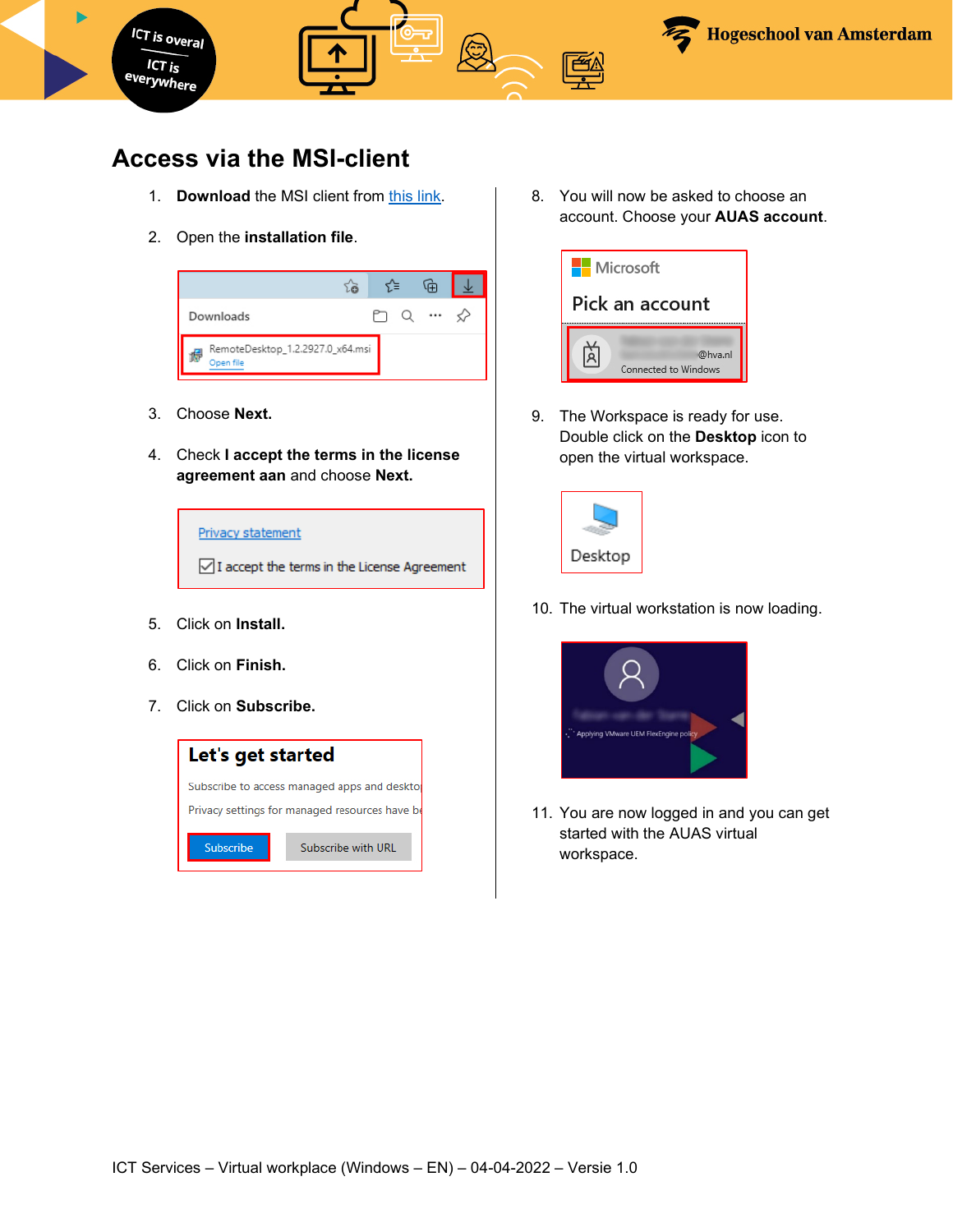# Access via the MSI-client

1. **Download** the MSI client from this link.
2. Open the **installation file**.
3. Choose **Next.**
4. Check **I accept the terms in the license agreement aan** and choose **Next.**
5. Click on **Install.**
6. Click on **Finish.**
7. Click on **Subscribe.**
8. You will now be asked to choose an account. Choose your **AUAS account**.
9. The Workspace is ready for use. Double click on the **Desktop** icon to open the virtual workspace.
10. The virtual workstation is now loading.
11. You are now logged in and you can get started with the AUAS virtual workspace.

ICT Services – Virtual workplace (Windows – EN) – 04-04-2022 – Versie 1.0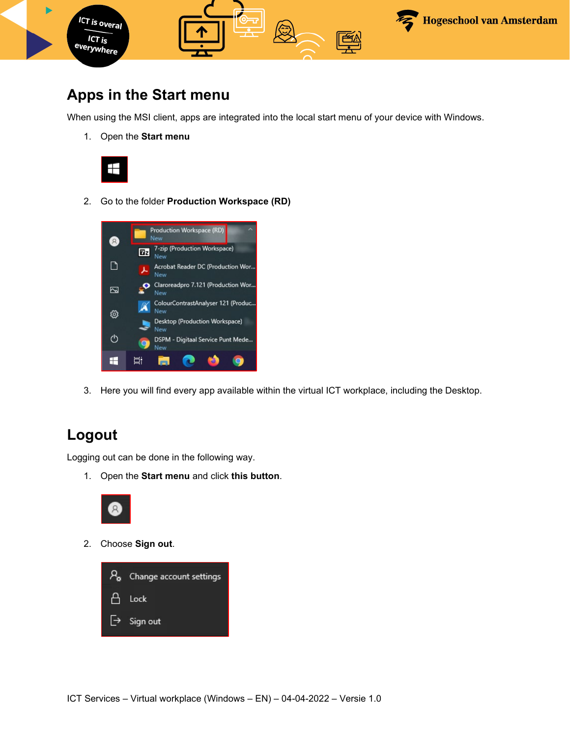## Apps in the Start menu

When using the MSI client, apps are integrated into the local start menu of your device with Windows.

1. Open the **Start menu**

2. Go to the folder **Production Workspace (RD)**

3. Here you will find every app available within the virtual ICT workplace, including the Desktop.

## Logout

Logging out can be done in the following way.

1. Open the **Start menu** and click **this button**.

2. Choose **Sign out**.